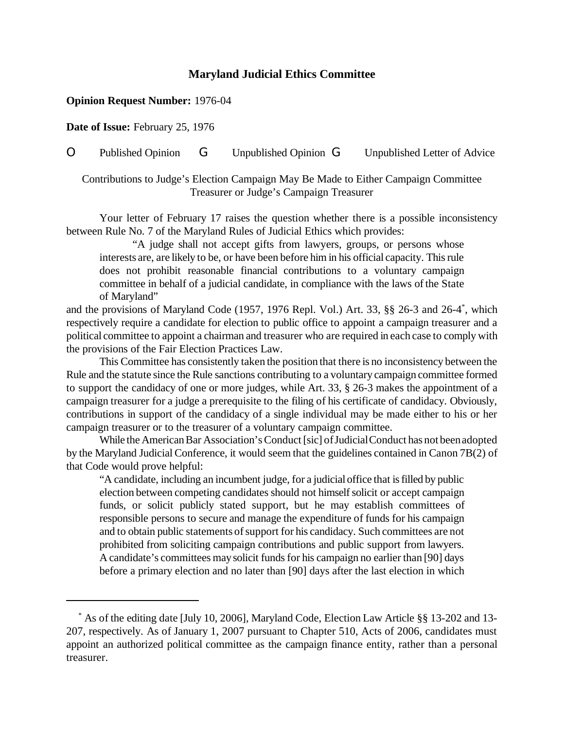**Maryland Judicial Ethics Committee**

**Opinion Request Number:** 1976-04

**Date of Issue:** February 25, 1976

O Published Opinion G Unpublished Opinion G Unpublished Letter of Advice

Contributions to Judge's Election Campaign May Be Made to Either Campaign Committee Treasurer or Judge's Campaign Treasurer

Your letter of February 17 raises the question whether there is a possible inconsistency between Rule No. 7 of the Maryland Rules of Judicial Ethics which provides:

> "A judge shall not accept gifts from lawyers, groups, or persons whose interests are, are likely to be, or have been before him in his official capacity. This rule does not prohibit reasonable financial contributions to a voluntary campaign committee in behalf of a judicial candidate, in compliance with the laws of the State of Maryland"

and the provisions of Maryland Code (1957, 1976 Repl. Vol.) Art. 33, §§ 26-3 and 26-4*, which respectively require a candidate for election to public office to appoint a campaign treasurer and a political committee to appoint a chairman and treasurer who are required in each case to comply with the provisions of the Fair Election Practices Law.

This Committee has consistently taken the position that there is no inconsistency between the Rule and the statute since the Rule sanctions contributing to a voluntary campaign committee formed to support the candidacy of one or more judges, while Art. 33, § 26-3 makes the appointment of a campaign treasurer for a judge a prerequisite to the filing of his certificate of candidacy. Obviously, contributions in support of the candidacy of a single individual may be made either to his or her campaign treasurer or to the treasurer of a voluntary campaign committee.

While the American Bar Association's Conduct [sic] of Judicial Conduct has not been adopted by the Maryland Judicial Conference, it would seem that the guidelines contained in Canon 7B(2) of that Code would prove helpful:

> "A candidate, including an incumbent judge, for a judicial office that is filled by public election between competing candidates should not himself solicit or accept campaign funds, or solicit publicly stated support, but he may establish committees of responsible persons to secure and manage the expenditure of funds for his campaign and to obtain public statements of support for his candidacy. Such committees are not prohibited from soliciting campaign contributions and public support from lawyers. A candidate's committees may solicit funds for his campaign no earlier than [90] days before a primary election and no later than [90] days after the last election in which

---

* As of the editing date [July 10, 2006], Maryland Code, Election Law Article §§ 13-202 and 13-207, respectively. As of January 1, 2007 pursuant to Chapter 510, Acts of 2006, candidates must appoint an authorized political committee as the campaign finance entity, rather than a personal treasurer.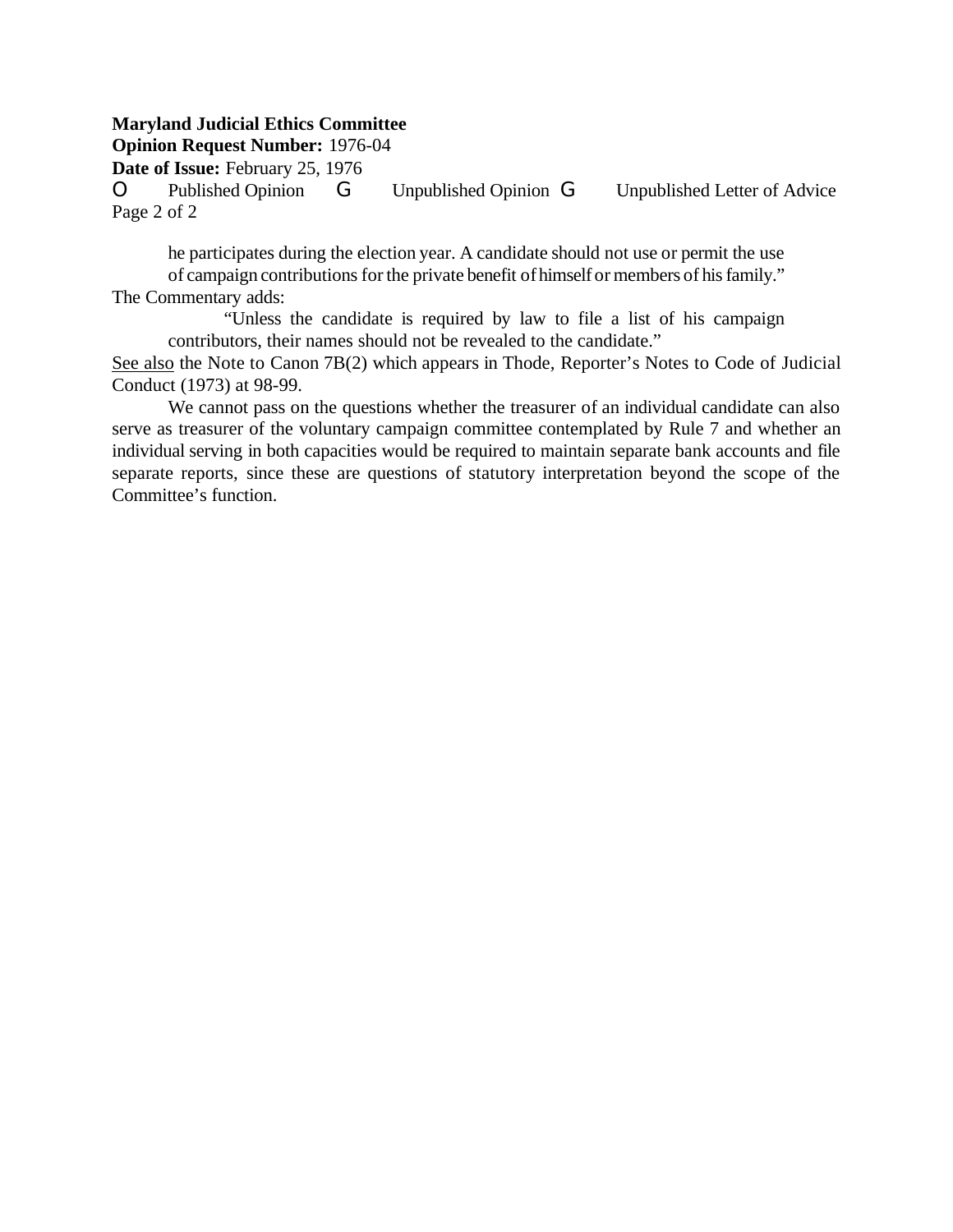he participates during the election year. A candidate should not use or permit the use of campaign contributions for the private benefit of himself or members of his family."

The Commentary adds:

> "Unless the candidate is required by law to file a list of his campaign contributors, their names should not be revealed to the candidate."

See also the Note to Canon 7B(2) which appears in Thode, Reporter's Notes to Code of Judicial Conduct (1973) at 98-99.

We cannot pass on the questions whether the treasurer of an individual candidate can also serve as treasurer of the voluntary campaign committee contemplated by Rule 7 and whether an individual serving in both capacities would be required to maintain separate bank accounts and file separate reports, since these are questions of statutory interpretation beyond the scope of the Committee's function.